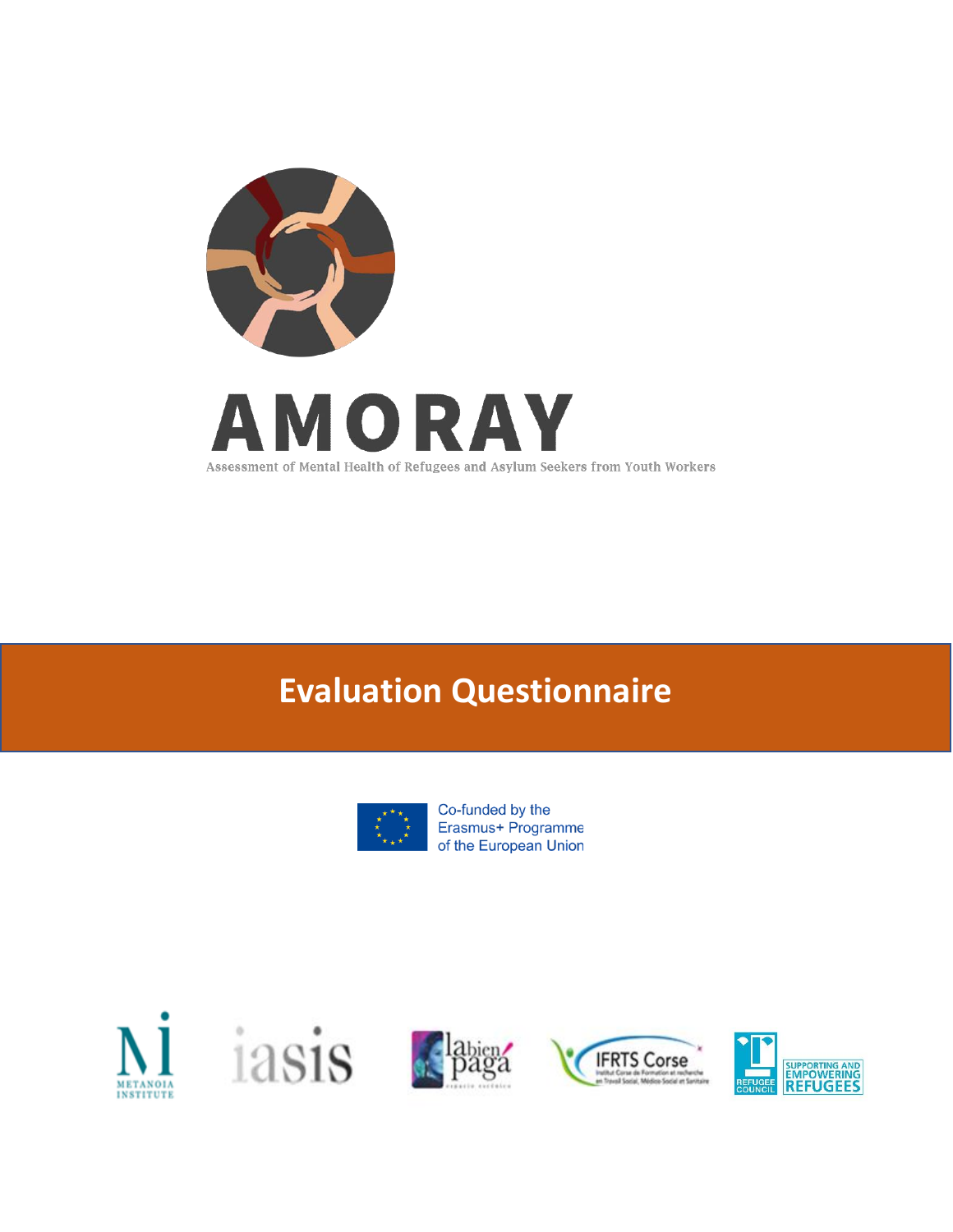# AMORAY

Assessment of Mental Health of Refugees and Asylum Seekers from Youth Workers

## Evaluation Questionnaire

Co-funded by the Erasmus+ Programme of the European Union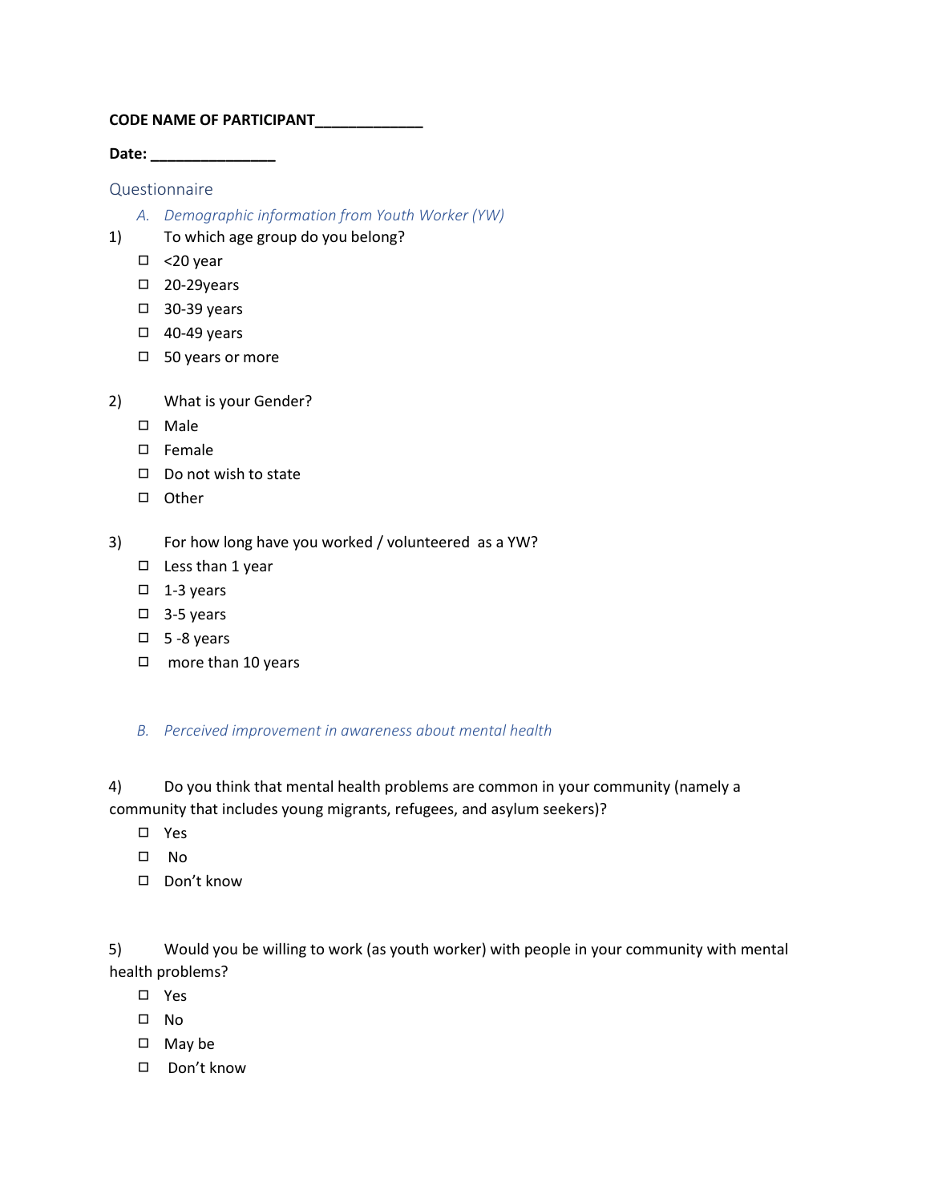**CODE NAME OF PARTICIPANT_____________**

**Date: _______________**

## Questionnaire

### *A. Demographic information from Youth Worker (YW)*

1) To which age group do you belong?

- ☐ <20 year
- ☐ 20-29years
- ☐ 30-39 years
- ☐ 40-49 years
- ☐ 50 years or more

2) What is your Gender?

- ☐ Male
- ☐ Female
- ☐ Do not wish to state
- ☐ Other

3) For how long have you worked / volunteered as a YW?

- ☐ Less than 1 year
- ☐ 1-3 years
- ☐ 3-5 years
- ☐ 5 -8 years
- ☐ more than 10 years

### *B. Perceived improvement in awareness about mental health*

4) Do you think that mental health problems are common in your community (namely a community that includes young migrants, refugees, and asylum seekers)?

- ☐ Yes
- ☐ No
- ☐ Don't know

5) Would you be willing to work (as youth worker) with people in your community with mental health problems?

- ☐ Yes
- ☐ No
- ☐ May be
- ☐ Don't know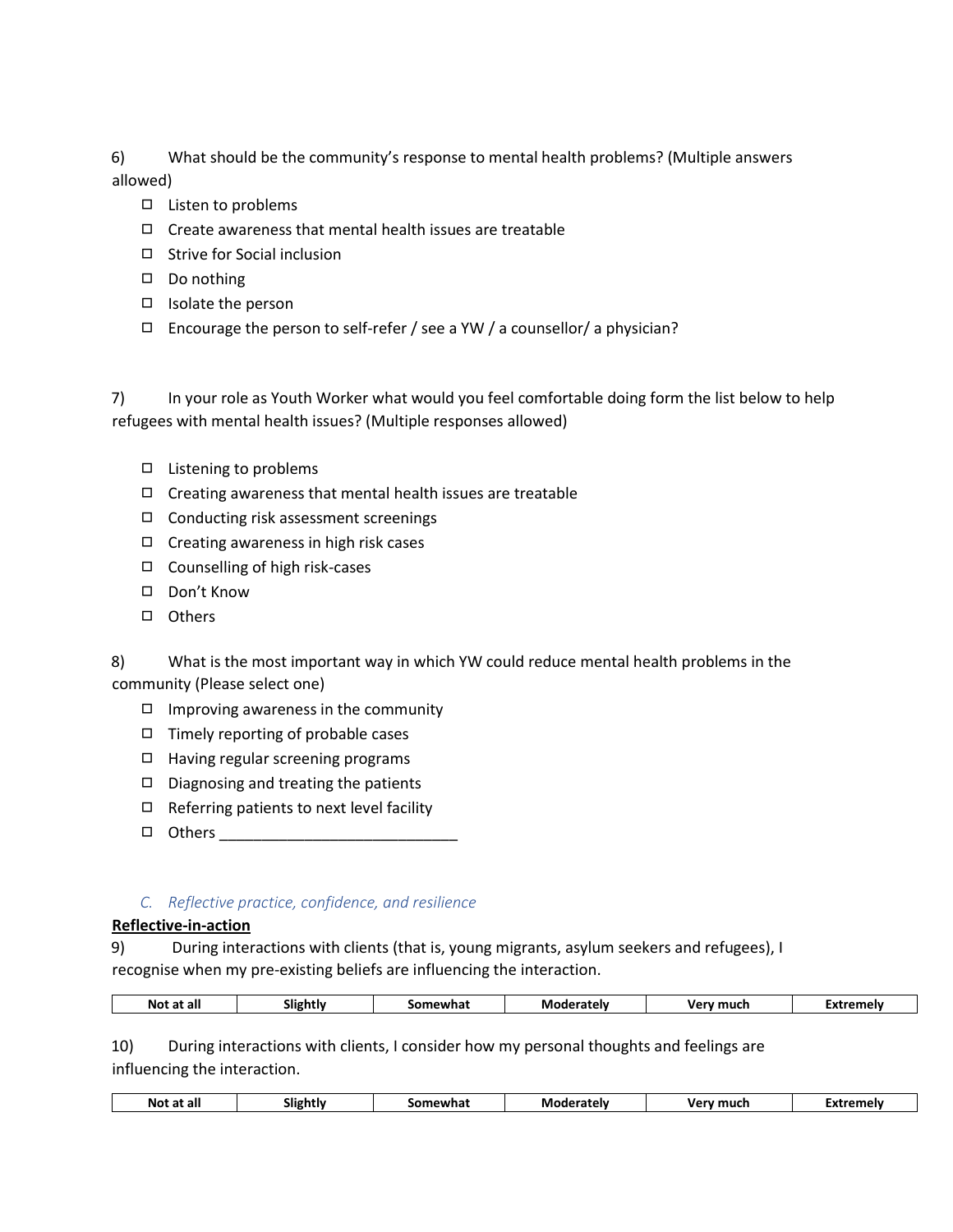6) What should be the community's response to mental health problems? (Multiple answers allowed)

- ☐ Listen to problems
- ☐ Create awareness that mental health issues are treatable
- ☐ Strive for Social inclusion
- ☐ Do nothing
- ☐ Isolate the person
- ☐ Encourage the person to self-refer / see a YW / a counsellor/ a physician?

7) In your role as Youth Worker what would you feel comfortable doing form the list below to help refugees with mental health issues? (Multiple responses allowed)

- ☐ Listening to problems
- ☐ Creating awareness that mental health issues are treatable
- ☐ Conducting risk assessment screenings
- ☐ Creating awareness in high risk cases
- ☐ Counselling of high risk-cases
- ☐ Don't Know
- ☐ Others

8) What is the most important way in which YW could reduce mental health problems in the community (Please select one)

- ☐ Improving awareness in the community
- ☐ Timely reporting of probable cases
- ☐ Having regular screening programs
- ☐ Diagnosing and treating the patients
- ☐ Referring patients to next level facility
- ☐ Others ____________________________

### *C. Reflective practice, confidence, and resilience*

**Reflective-in-action**

9) During interactions with clients (that is, young migrants, asylum seekers and refugees), I recognise when my pre-existing beliefs are influencing the interaction.

| Not at all | Slightly | Somewhat | Moderately | Very much | Extremely |
|---|---|---|---|---|---|

10) During interactions with clients, I consider how my personal thoughts and feelings are influencing the interaction.

| Not at all | Slightly | Somewhat | Moderately | Very much | Extremely |
|---|---|---|---|---|---|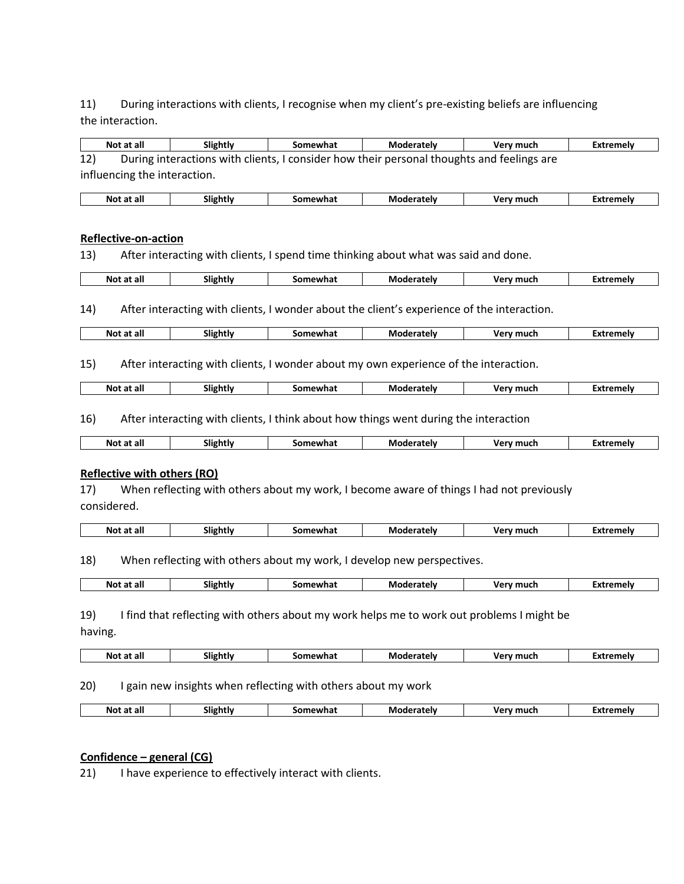11) During interactions with clients, I recognise when my client's pre-existing beliefs are influencing the interaction.

| Not at all | Slightly | Somewhat | Moderately | Very much | Extremely |
|---|---|---|---|---|---|

12) During interactions with clients, I consider how their personal thoughts and feelings are influencing the interaction.

| Not at all | Slightly | Somewhat | Moderately | Very much | Extremely |
|---|---|---|---|---|---|

**Reflective-on-action**

13) After interacting with clients, I spend time thinking about what was said and done.

| Not at all | Slightly | Somewhat | Moderately | Very much | Extremely |
|---|---|---|---|---|---|

14) After interacting with clients, I wonder about the client's experience of the interaction.

| Not at all | Slightly | Somewhat | Moderately | Very much | Extremely |
|---|---|---|---|---|---|

15) After interacting with clients, I wonder about my own experience of the interaction.

| Not at all | Slightly | Somewhat | Moderately | Very much | Extremely |
|---|---|---|---|---|---|

16) After interacting with clients, I think about how things went during the interaction

| Not at all | Slightly | Somewhat | Moderately | Very much | Extremely |
|---|---|---|---|---|---|

**Reflective with others (RO)**

17) When reflecting with others about my work, I become aware of things I had not previously considered.

| Not at all | Slightly | Somewhat | Moderately | Very much | Extremely |
|---|---|---|---|---|---|

18) When reflecting with others about my work, I develop new perspectives.

| Not at all | Slightly | Somewhat | Moderately | Very much | Extremely |
|---|---|---|---|---|---|

19) I find that reflecting with others about my work helps me to work out problems I might be having.

| Not at all | Slightly | Somewhat | Moderately | Very much | Extremely |
|---|---|---|---|---|---|

20) I gain new insights when reflecting with others about my work

| Not at all | Slightly | Somewhat | Moderately | Very much | Extremely |
|---|---|---|---|---|---|

**Confidence – general (CG)**

21) I have experience to effectively interact with clients.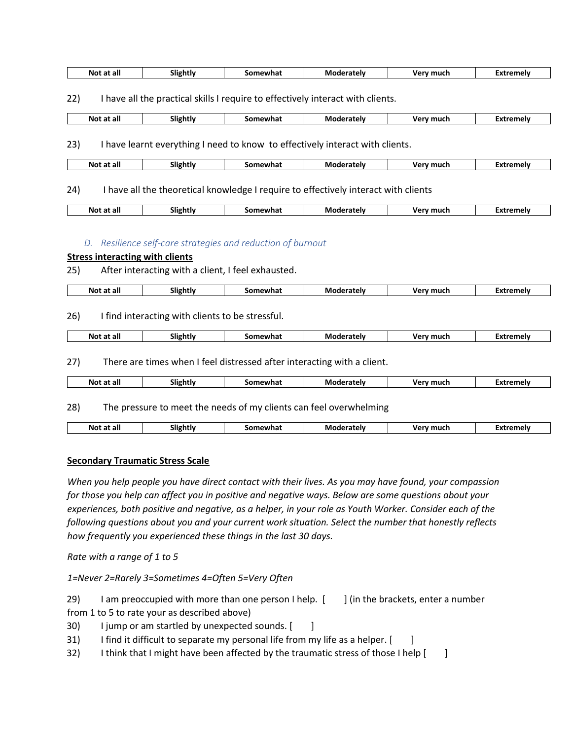| Not at all | Slightly | Somewhat | Moderately | Very much | Extremely |
|---|---|---|---|---|---|

22) I have all the practical skills I require to effectively interact with clients.

| Not at all | Slightly | Somewhat | Moderately | Very much | Extremely |
|---|---|---|---|---|---|

23) I have learnt everything I need to know to effectively interact with clients.

| Not at all | Slightly | Somewhat | Moderately | Very much | Extremely |
|---|---|---|---|---|---|

24) I have all the theoretical knowledge I require to effectively interact with clients

| Not at all | Slightly | Somewhat | Moderately | Very much | Extremely |
|---|---|---|---|---|---|

### *D. Resilience self-care strategies and reduction of burnout*

**Stress interacting with clients**

25) After interacting with a client, I feel exhausted.

| Not at all | Slightly | Somewhat | Moderately | Very much | Extremely |
|---|---|---|---|---|---|

26) I find interacting with clients to be stressful.

| Not at all | Slightly | Somewhat | Moderately | Very much | Extremely |
|---|---|---|---|---|---|

27) There are times when I feel distressed after interacting with a client.

| Not at all | Slightly | Somewhat | Moderately | Very much | Extremely |
|---|---|---|---|---|---|

28) The pressure to meet the needs of my clients can feel overwhelming

| Not at all | Slightly | Somewhat | Moderately | Very much | Extremely |
|---|---|---|---|---|---|

**Secondary Traumatic Stress Scale**

*When you help people you have direct contact with their lives. As you may have found, your compassion for those you help can affect you in positive and negative ways. Below are some questions about your experiences, both positive and negative, as a helper, in your role as Youth Worker. Consider each of the following questions about you and your current work situation. Select the number that honestly reflects how frequently you experienced these things in the last 30 days.*

*Rate with a range of 1 to 5*

*1=Never 2=Rarely 3=Sometimes 4=Often 5=Very Often*

29) I am preoccupied with more than one person I help. [ ] (in the brackets, enter a number from 1 to 5 to rate your as described above)
30) I jump or am startled by unexpected sounds. [ ]
31) I find it difficult to separate my personal life from my life as a helper. [ ]
32) I think that I might have been affected by the traumatic stress of those I help [ ]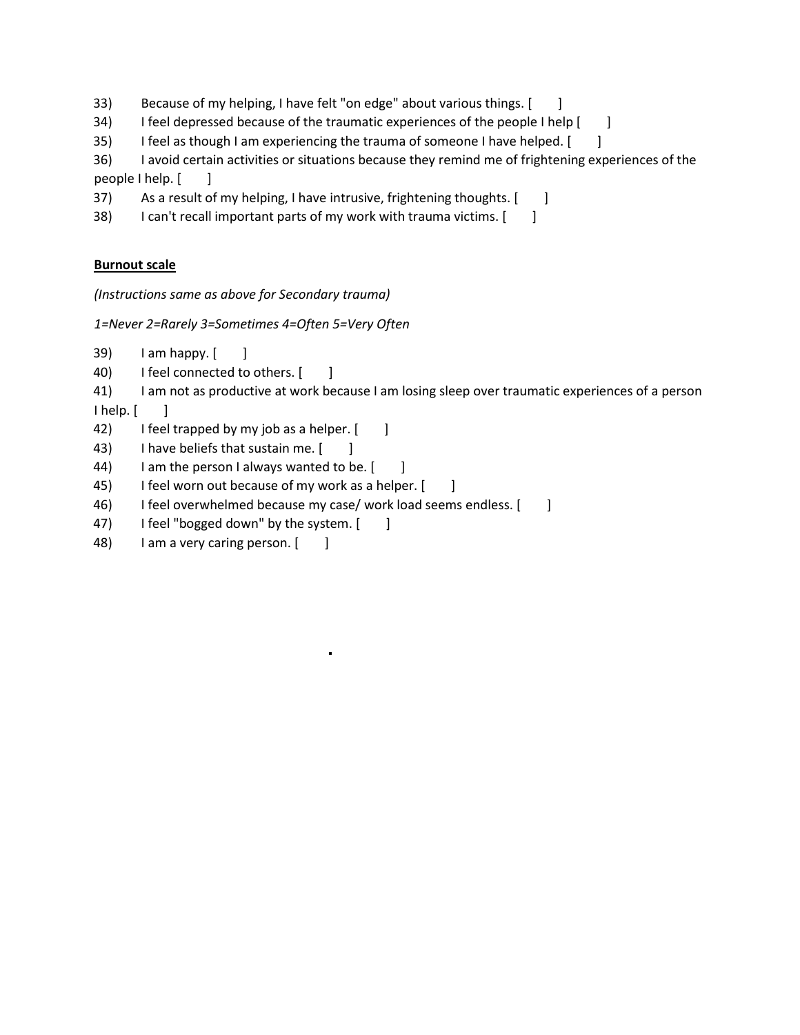33) Because of my helping, I have felt "on edge" about various things. [ ]

34) I feel depressed because of the traumatic experiences of the people I help [ ]

35) I feel as though I am experiencing the trauma of someone I have helped. [ ]

36) I avoid certain activities or situations because they remind me of frightening experiences of the people I help. [ ]

37) As a result of my helping, I have intrusive, frightening thoughts. [ ]

38) I can't recall important parts of my work with trauma victims. [ ]

**Burnout scale**

*(Instructions same as above for Secondary trauma)*

*1=Never 2=Rarely 3=Sometimes 4=Often 5=Very Often*

39) I am happy. [ ]

40) I feel connected to others. [ ]

41) I am not as productive at work because I am losing sleep over traumatic experiences of a person I help. [ ]

42) I feel trapped by my job as a helper. [ ]

43) I have beliefs that sustain me. [ ]

44) I am the person I always wanted to be. [ ]

45) I feel worn out because of my work as a helper. [ ]

46) I feel overwhelmed because my case/ work load seems endless. [ ]

47) I feel "bogged down" by the system. [ ]

48) I am a very caring person. [ ]